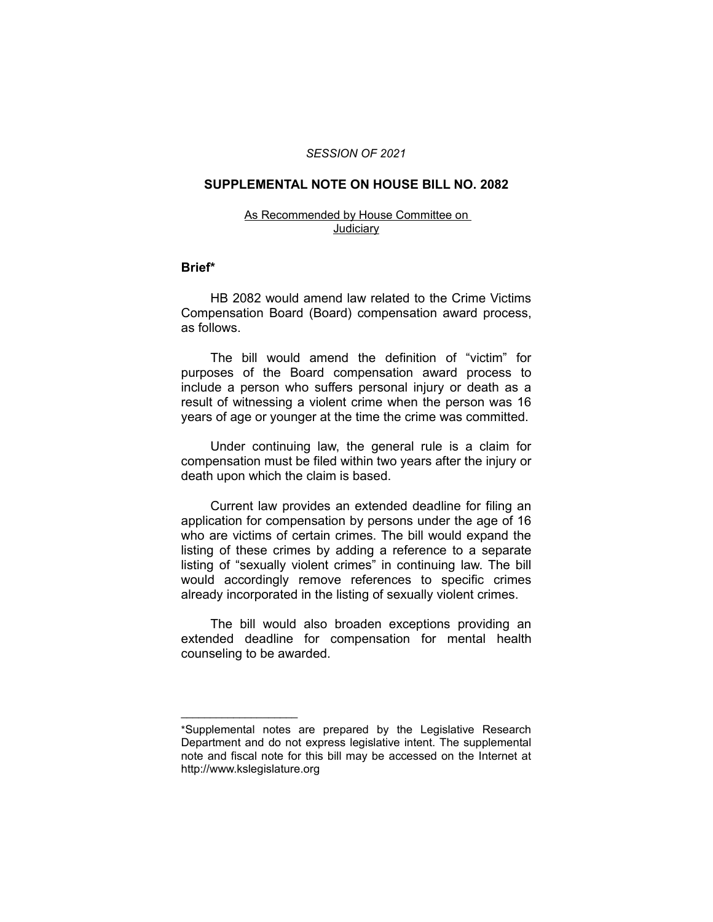*SESSION OF 2021*

## SUPPLEMENTAL NOTE ON HOUSE BILL NO. 2082

As Recommended by House Committee on Judiciary

### Brief*

HB 2082 would amend law related to the Crime Victims Compensation Board (Board) compensation award process, as follows.

The bill would amend the definition of "victim" for purposes of the Board compensation award process to include a person who suffers personal injury or death as a result of witnessing a violent crime when the person was 16 years of age or younger at the time the crime was committed.

Under continuing law, the general rule is a claim for compensation must be filed within two years after the injury or death upon which the claim is based.

Current law provides an extended deadline for filing an application for compensation by persons under the age of 16 who are victims of certain crimes. The bill would expand the listing of these crimes by adding a reference to a separate listing of "sexually violent crimes" in continuing law. The bill would accordingly remove references to specific crimes already incorporated in the listing of sexually violent crimes.

The bill would also broaden exceptions providing an extended deadline for compensation for mental health counseling to be awarded.

---

*Supplemental notes are prepared by the Legislative Research Department and do not express legislative intent. The supplemental note and fiscal note for this bill may be accessed on the Internet at http://www.kslegislature.org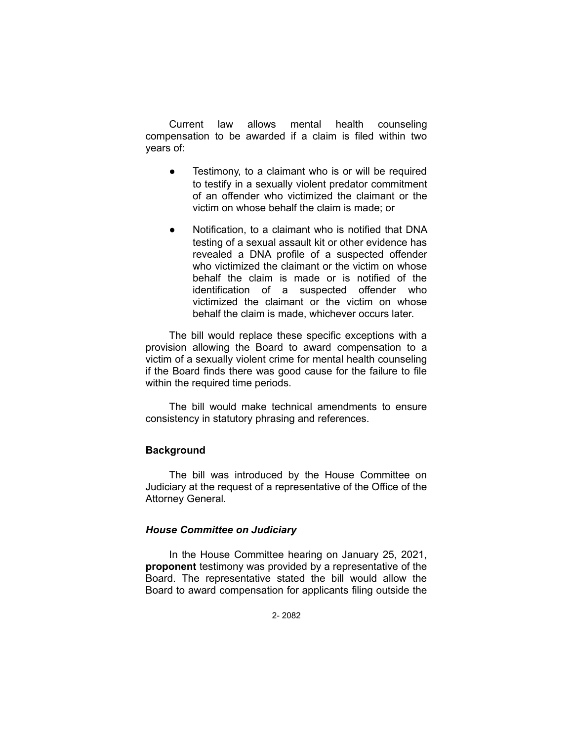Current law allows mental health counseling compensation to be awarded if a claim is filed within two years of:

- Testimony, to a claimant who is or will be required to testify in a sexually violent predator commitment of an offender who victimized the claimant or the victim on whose behalf the claim is made; or

- Notification, to a claimant who is notified that DNA testing of a sexual assault kit or other evidence has revealed a DNA profile of a suspected offender who victimized the claimant or the victim on whose behalf the claim is made or is notified of the identification of a suspected offender who victimized the claimant or the victim on whose behalf the claim is made, whichever occurs later.

The bill would replace these specific exceptions with a provision allowing the Board to award compensation to a victim of a sexually violent crime for mental health counseling if the Board finds there was good cause for the failure to file within the required time periods.

The bill would make technical amendments to ensure consistency in statutory phrasing and references.

**Background**

The bill was introduced by the House Committee on Judiciary at the request of a representative of the Office of the Attorney General.

***House Committee on Judiciary***

In the House Committee hearing on January 25, 2021, **proponent** testimony was provided by a representative of the Board. The representative stated the bill would allow the Board to award compensation for applicants filing outside the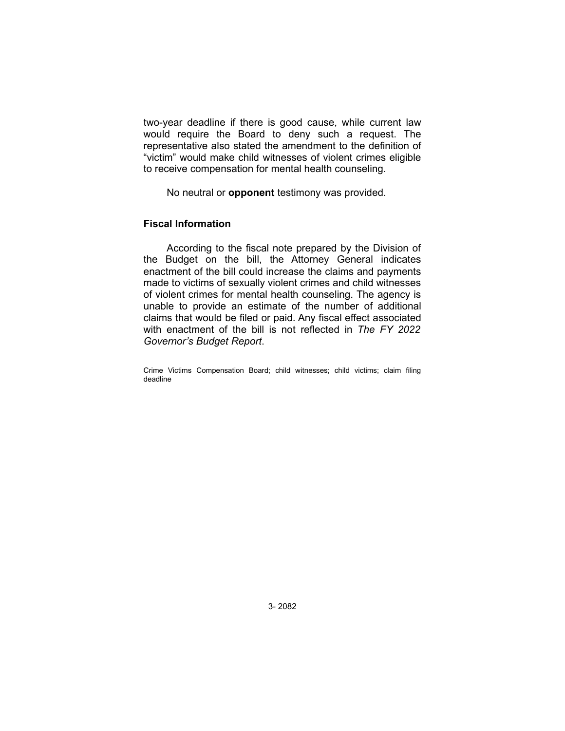two-year deadline if there is good cause, while current law would require the Board to deny such a request. The representative also stated the amendment to the definition of "victim" would make child witnesses of violent crimes eligible to receive compensation for mental health counseling.

No neutral or **opponent** testimony was provided.

### Fiscal Information

According to the fiscal note prepared by the Division of the Budget on the bill, the Attorney General indicates enactment of the bill could increase the claims and payments made to victims of sexually violent crimes and child witnesses of violent crimes for mental health counseling. The agency is unable to provide an estimate of the number of additional claims that would be filed or paid. Any fiscal effect associated with enactment of the bill is not reflected in *The FY 2022 Governor's Budget Report*.

Crime Victims Compensation Board; child witnesses; child victims; claim filing deadline